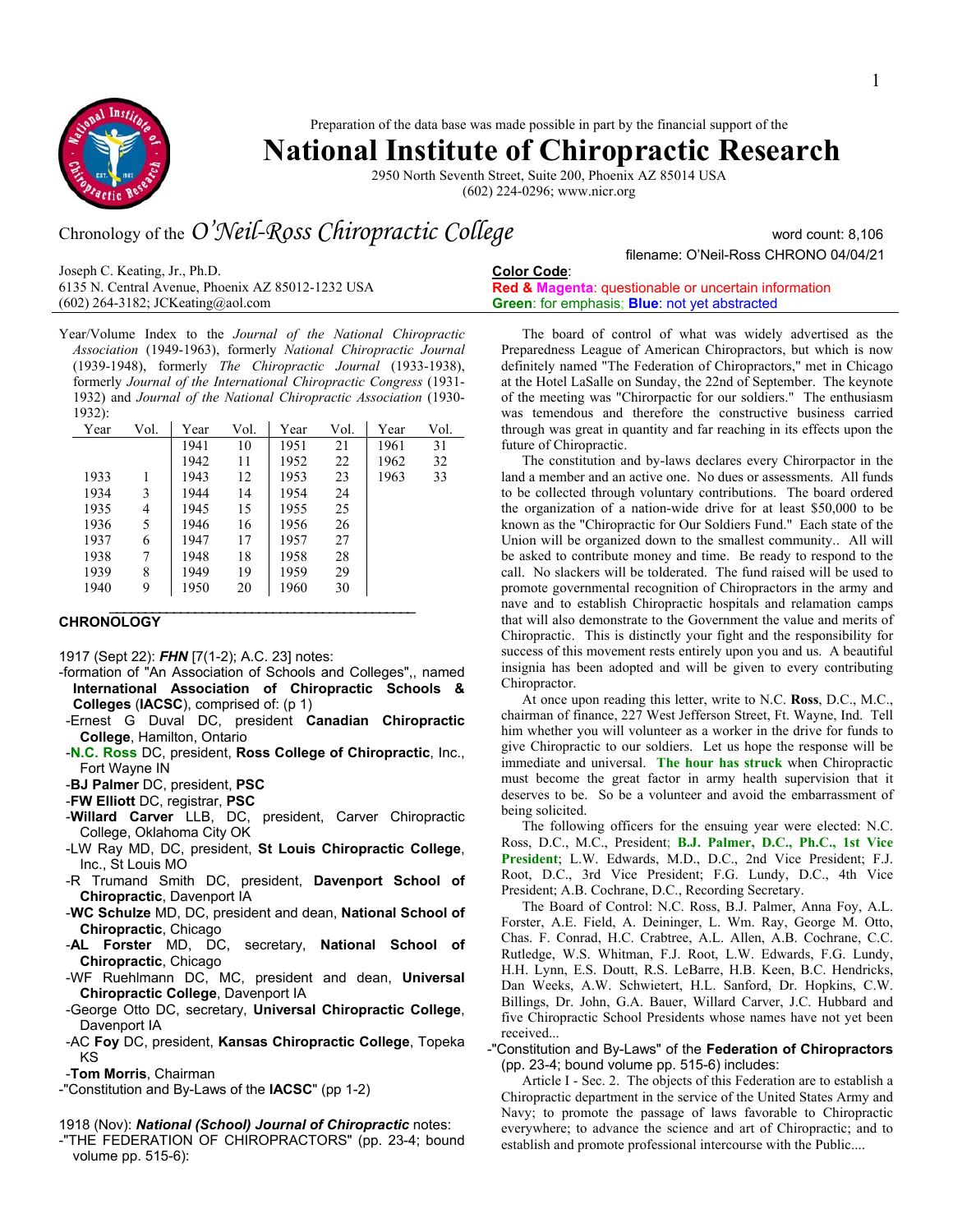Preparation of the data base was made possible in part by the financial support of the

# National Institute of Chiropractic Research

2950 North Seventh Street, Suite 200, Phoenix AZ 85014 USA
(602) 224-0296; www.nicr.org

## Chronology of the *O'Neil-Ross Chiropractic College*

word count: 8,106
filename: O'Neil-Ross CHRONO 04/04/21

Joseph C. Keating, Jr., Ph.D.
6135 N. Central Avenue, Phoenix AZ 85012-1232 USA
(602) 264-3182; JCKeating@aol.com

**Color Code**:
Red & Magenta: questionable or uncertain information
Green: for emphasis; **Blue**: not yet abstracted

Year/Volume Index to the *Journal of the National Chiropractic Association* (1949-1963), formerly *National Chiropractic Journal* (1939-1948), formerly *The Chiropractic Journal* (1933-1938), formerly *Journal of the International Chiropractic Congress* (1931-1932) and *Journal of the National Chiropractic Association* (1930-1932):

| Year | Vol. | Year | Vol. | Year | Vol. | Year | Vol. |
|---|---|---|---|---|---|---|---|
| | | 1941 | 10 | 1951 | 21 | 1961 | 31 |
| | | 1942 | 11 | 1952 | 22 | 1962 | 32 |
| 1933 | 1 | 1943 | 12 | 1953 | 23 | 1963 | 33 |
| 1934 | 3 | 1944 | 14 | 1954 | 24 | | |
| 1935 | 4 | 1945 | 15 | 1955 | 25 | | |
| 1936 | 5 | 1946 | 16 | 1956 | 26 | | |
| 1937 | 6 | 1947 | 17 | 1957 | 27 | | |
| 1938 | 7 | 1948 | 18 | 1958 | 28 | | |
| 1939 | 8 | 1949 | 19 | 1959 | 29 | | |
| 1940 | 9 | 1950 | 20 | 1960 | 30 | | |

### CHRONOLOGY

1917 (Sept 22): ***FHN*** [7(1-2); A.C. 23] notes:

- -formation of "An Association of Schools and Colleges",, named **International Association of Chiropractic Schools & Colleges** (**IACSC**), comprised of: (p 1)
  - -Ernest G Duval DC, president **Canadian Chiropractic College**, Hamilton, Ontario
  - -**N.C. Ross** DC, president, **Ross College of Chiropractic**, Inc., Fort Wayne IN
  - -**BJ Palmer** DC, president, **PSC**
  - -**FW Elliott** DC, registrar, **PSC**
  - -**Willard Carver** LLB, DC, president, Carver Chiropractic College, Oklahoma City OK
  - -LW Ray MD, DC, president, **St Louis Chiropractic College**, Inc., St Louis MO
  - -R Trumand Smith DC, president, **Davenport School of Chiropractic**, Davenport IA
  - -**WC Schulze** MD, DC, president and dean, **National School of Chiropractic**, Chicago
  - -**AL Forster** MD, DC, secretary, **National School of Chiropractic**, Chicago
  - -WF Ruehlmann DC, MC, president and dean, **Universal Chiropractic College**, Davenport IA
  - -George Otto DC, secretary, **Universal Chiropractic College**, Davenport IA
  - -AC **Foy** DC, president, **Kansas Chiropractic College**, Topeka KS
  - -**Tom Morris**, Chairman
- -"Constitution and By-Laws of the **IACSC**" (pp 1-2)

1918 (Nov): ***National (School) Journal of Chiropractic*** notes:

- -"THE FEDERATION OF CHIROPRACTORS" (pp. 23-4; bound volume pp. 515-6):

The board of control of what was widely advertised as the Preparedness League of American Chiropractors, but which is now definitely named "The Federation of Chiropractors," met in Chicago at the Hotel LaSalle on Sunday, the 22nd of September. The keynote of the meeting was "Chiropractic for our soldiers." The enthusiasm was temendous and therefore the constructive business carried through was great in quantity and far reaching in its effects upon the future of Chiropractic.

The constitution and by-laws declares every Chirorpactor in the land a member and an active one. No dues or assessments. All funds to be collected through voluntary contributions. The board ordered the organization of a nation-wide drive for at least $50,000 to be known as the "Chiropractic for Our Soldiers Fund." Each state of the Union will be organized down to the smallest community.. All will be asked to contribute money and time. Be ready to respond to the call. No slackers will be tolderated. The fund raised will be used to promote governmental recognition of Chiropractors in the army and nave and to establish Chiropractic hospitals and relamation camps that will also demonstrate to the Government the value and merits of Chiropractic. This is distinctly your fight and the responsibility for success of this movement rests entirely upon you and us. A beautiful insignia has been adopted and will be given to every contributing Chiropractor.

At once upon reading this letter, write to N.C. **Ross**, D.C., M.C., chairman of finance, 227 West Jefferson Street, Ft. Wayne, Ind. Tell him whether you will volunteer as a worker in the drive for funds to give Chiropractic to our soldiers. Let us hope the response will be immediate and universal. **The hour has struck** when Chiropractic must become the great factor in army health supervision that it deserves to be. So be a volunteer and avoid the embarrassment of being solicited.

The following officers for the ensuing year were elected: N.C. Ross, D.C., M.C., President; **B.J. Palmer, D.C., Ph.C., 1st Vice President**; L.W. Edwards, M.D., D.C., 2nd Vice President; F.J. Root, D.C., 3rd Vice President; F.G. Lundy, D.C., 4th Vice President; A.B. Cochrane, D.C., Recording Secretary.

The Board of Control: N.C. Ross, B.J. Palmer, Anna Foy, A.L. Forster, A.E. Field, A. Deininger, L. Wm. Ray, George M. Otto, Chas. F. Conrad, H.C. Crabtree, A.L. Allen, A.B. Cochrane, C.C. Rutledge, W.S. Whitman, F.J. Root, L.W. Edwards, F.G. Lundy, H.H. Lynn, E.S. Doutt, R.S. LeBarre, H.B. Keen, B.C. Hendricks, Dan Weeks, A.W. Schwietert, H.L. Sanford, Dr. Hopkins, C.W. Billings, Dr. John, G.A. Bauer, Willard Carver, J.C. Hubbard and five Chiropractic School Presidents whose names have not yet been received...

- -"Constitution and By-Laws" of the **Federation of Chiropractors** (pp. 23-4; bound volume pp. 515-6) includes:

Article I - Sec. 2. The objects of this Federation are to establish a Chiropractic department in the service of the United States Army and Navy; to promote the passage of laws favorable to Chiropractic everywhere; to advance the science and art of Chiropractic; and to establish and promote professional intercourse with the Public....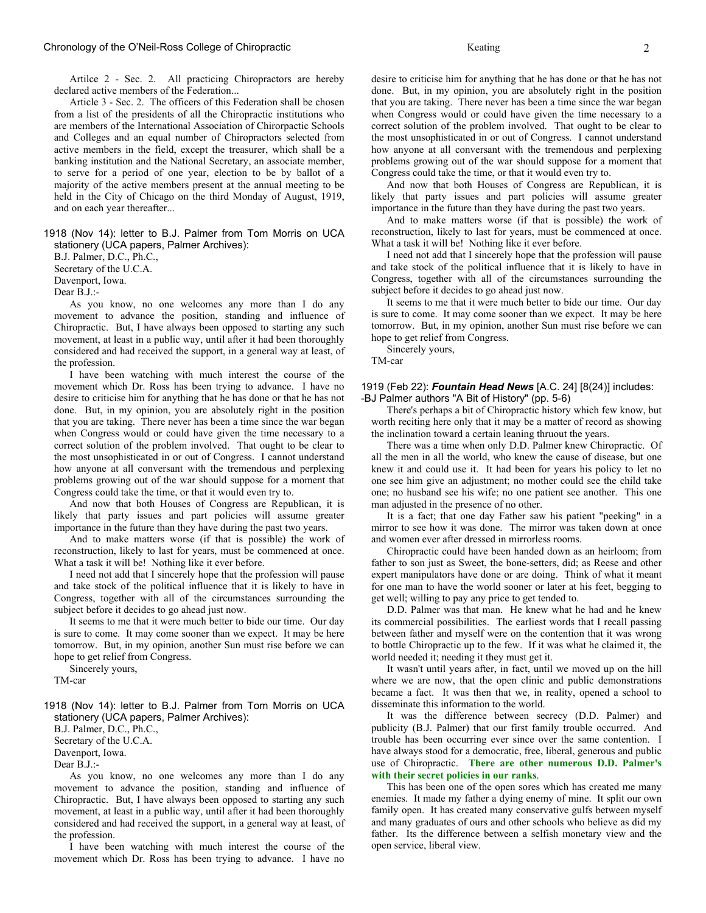Artilce 2 - Sec. 2. All practicing Chiropractors are hereby declared active members of the Federation...

Article 3 - Sec. 2. The officers of this Federation shall be chosen from a list of the presidents of all the Chiropractic institutions who are members of the International Association of Chirorpactic Schools and Colleges and an equal number of Chiropractors selected from active members in the field, except the treasurer, which shall be a banking institution and the National Secretary, an associate member, to serve for a period of one year, election to be by ballot of a majority of the active members present at the annual meeting to be held in the City of Chicago on the third Monday of August, 1919, and on each year thereafter...

1918 (Nov 14): letter to B.J. Palmer from Tom Morris on UCA stationery (UCA papers, Palmer Archives):

B.J. Palmer, D.C., Ph.C.,
Secretary of the U.C.A.
Davenport, Iowa.
Dear B.J.:-

As you know, no one welcomes any more than I do any movement to advance the position, standing and influence of Chiropractic. But, I have always been opposed to starting any such movement, at least in a public way, until after it had been thoroughly considered and had received the support, in a general way at least, of the profession.

I have been watching with much interest the course of the movement which Dr. Ross has been trying to advance. I have no desire to criticise him for anything that he has done or that he has not done. But, in my opinion, you are absolutely right in the position that you are taking. There never has been a time since the war began when Congress would or could have given the time necessary to a correct solution of the problem involved. That ought to be clear to the most unsophisticated in or out of Congress. I cannot understand how anyone at all conversant with the tremendous and perplexing problems growing out of the war should suppose for a moment that Congress could take the time, or that it would even try to.

And now that both Houses of Congress are Republican, it is likely that party issues and part policies will assume greater importance in the future than they have during the past two years.

And to make matters worse (if that is possible) the work of reconstruction, likely to last for years, must be commenced at once. What a task it will be! Nothing like it ever before.

I need not add that I sincerely hope that the profession will pause and take stock of the political influence that it is likely to have in Congress, together with all of the circumstances surrounding the subject before it decides to go ahead just now.

It seems to me that it were much better to bide our time. Our day is sure to come. It may come sooner than we expect. It may be here tomorrow. But, in my opinion, another Sun must rise before we can hope to get relief from Congress.

Sincerely yours,
TM-car

1918 (Nov 14): letter to B.J. Palmer from Tom Morris on UCA stationery (UCA papers, Palmer Archives):

B.J. Palmer, D.C., Ph.C.,
Secretary of the U.C.A.
Davenport, Iowa.
Dear B.J.:-

As you know, no one welcomes any more than I do any movement to advance the position, standing and influence of Chiropractic. But, I have always been opposed to starting any such movement, at least in a public way, until after it had been thoroughly considered and had received the support, in a general way at least, of the profession.

I have been watching with much interest the course of the movement which Dr. Ross has been trying to advance. I have no desire to criticise him for anything that he has done or that he has not done. But, in my opinion, you are absolutely right in the position that you are taking. There never has been a time since the war began when Congress would or could have given the time necessary to a correct solution of the problem involved. That ought to be clear to the most unsophisticated in or out of Congress. I cannot understand how anyone at all conversant with the tremendous and perplexing problems growing out of the war should suppose for a moment that Congress could take the time, or that it would even try to.

And now that both Houses of Congress are Republican, it is likely that party issues and part policies will assume greater importance in the future than they have during the past two years.

And to make matters worse (if that is possible) the work of reconstruction, likely to last for years, must be commenced at once. What a task it will be! Nothing like it ever before.

I need not add that I sincerely hope that the profession will pause and take stock of the political influence that it is likely to have in Congress, together with all of the circumstances surrounding the subject before it decides to go ahead just now.

It seems to me that it were much better to bide our time. Our day is sure to come. It may come sooner than we expect. It may be here tomorrow. But, in my opinion, another Sun must rise before we can hope to get relief from Congress.

Sincerely yours,
TM-car

1919 (Feb 22): ***Fountain Head News*** [A.C. 24] [8(24)] includes:
-BJ Palmer authors "A Bit of History" (pp. 5-6)

There's perhaps a bit of Chiropractic history which few know, but worth reciting here only that it may be a matter of record as showing the inclination toward a certain leaning thruout the years.

There was a time when only D.D. Palmer knew Chiropractic. Of all the men in all the world, who knew the cause of disease, but one knew it and could use it. It had been for years his policy to let no one see him give an adjustment; no mother could see the child take one; no husband see his wife; no one patient see another. This one man adjusted in the presence of no other.

It is a fact; that one day Father saw his patient "peeking" in a mirror to see how it was done. The mirror was taken down at once and women ever after dressed in mirrorless rooms.

Chiropractic could have been handed down as an heirloom; from father to son just as Sweet, the bone-setters, did; as Reese and other expert manipulators have done or are doing. Think of what it meant for one man to have the world sooner or later at his feet, begging to get well; willing to pay any price to get tended to.

D.D. Palmer was that man. He knew what he had and he knew its commercial possibilities. The earliest words that I recall passing between father and myself were on the contention that it was wrong to bottle Chiropractic up to the few. If it was what he claimed it, the world needed it; needing it they must get it.

It wasn't until years after, in fact, until we moved up on the hill where we are now, that the open clinic and public demonstrations became a fact. It was then that we, in reality, opened a school to disseminate this information to the world.

It was the difference between secrecy (D.D. Palmer) and publicity (B.J. Palmer) that our first family trouble occurred. And trouble has been occurring ever since over the same contention. I have always stood for a democratic, free, liberal, generous and public use of Chiropractic. **There are other numerous D.D. Palmer's with their secret policies in our ranks**.

This has been one of the open sores which has created me many enemies. It made my father a dying enemy of mine. It split our own family open. It has created many conservative gulfs between myself and many graduates of ours and other schools who believe as did my father. Its the difference between a selfish monetary view and the open service, liberal view.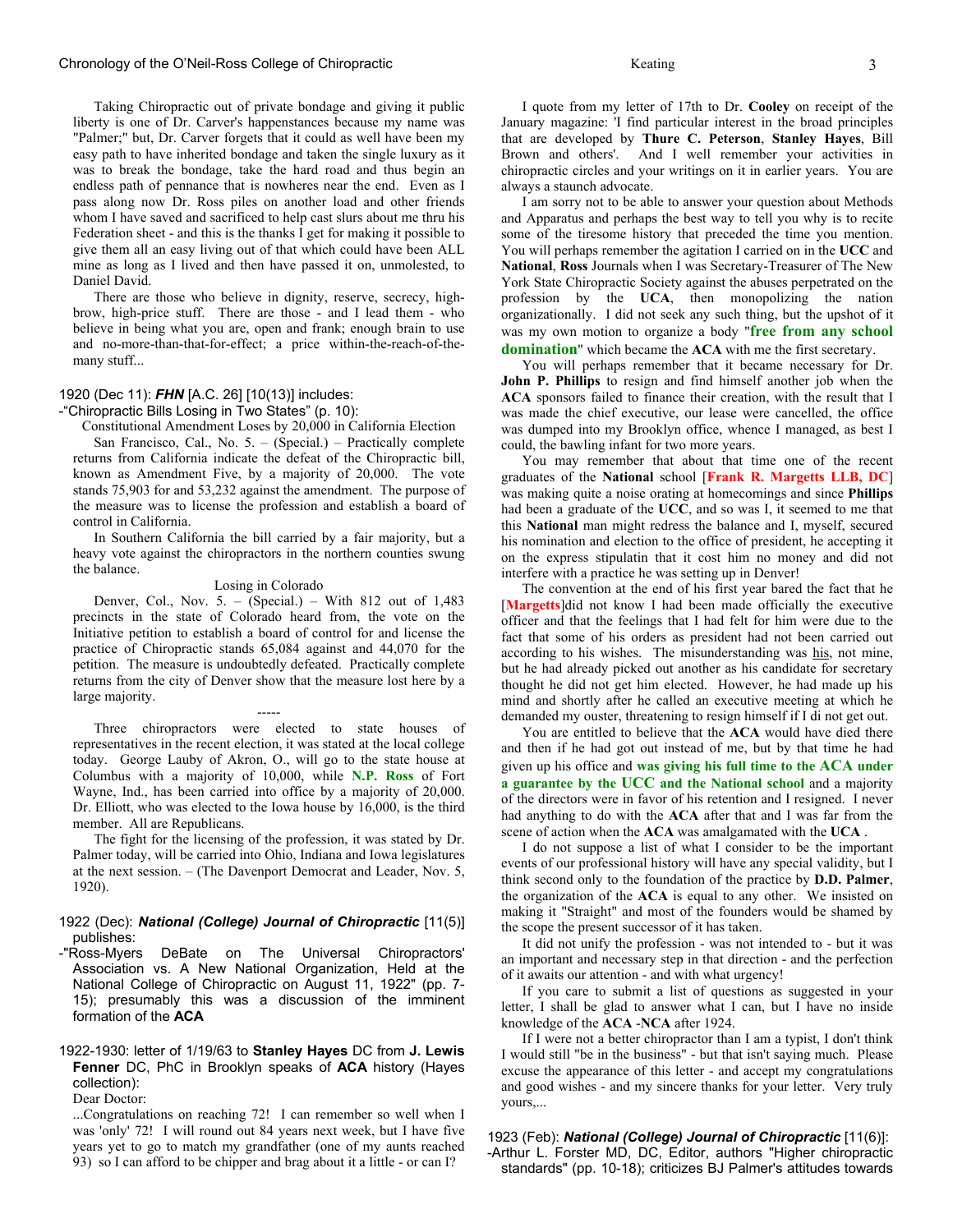Taking Chiropractic out of private bondage and giving it public liberty is one of Dr. Carver's happenstances because my name was "Palmer;" but, Dr. Carver forgets that it could as well have been my easy path to have inherited bondage and taken the single luxury as it was to break the bondage, take the hard road and thus begin an endless path of pennance that is nowheres near the end. Even as I pass along now Dr. Ross piles on another load and other friends whom I have saved and sacrificed to help cast slurs about me thru his Federation sheet - and this is the thanks I get for making it possible to give them all an easy living out of that which could have been ALL mine as long as I lived and then have passed it on, unmolested, to Daniel David.

There are those who believe in dignity, reserve, secrecy, high-brow, high-price stuff. There are those - and I lead them - who believe in being what you are, open and frank; enough brain to use and no-more-than-that-for-effect; a price within-the-reach-of-the-many stuff...

1920 (Dec 11): ***FHN*** [A.C. 26] [10(13)] includes:
-"Chiropractic Bills Losing in Two States" (p. 10):

Constitutional Amendment Loses by 20,000 in California Election

San Francisco, Cal., No. 5. – (Special.) – Practically complete returns from California indicate the defeat of the Chiropractic bill, known as Amendment Five, by a majority of 20,000. The vote stands 75,903 for and 53,232 against the amendment. The purpose of the measure was to license the profession and establish a board of control in California.

In Southern California the bill carried by a fair majority, but a heavy vote against the chiropractors in the northern counties swung the balance.

Losing in Colorado

Denver, Col., Nov. 5. – (Special.) – With 812 out of 1,483 precincts in the state of Colorado heard from, the vote on the Initiative petition to establish a board of control for and license the practice of Chiropractic stands 65,084 against and 44,070 for the petition. The measure is undoubtedly defeated. Practically complete returns from the city of Denver show that the measure lost here by a large majority.

-----

Three chiropractors were elected to state houses of representatives in the recent election, it was stated at the local college today. George Lauby of Akron, O., will go to the state house at Columbus with a majority of 10,000, while **N.P. Ross** of Fort Wayne, Ind., has been carried into office by a majority of 20,000. Dr. Elliott, who was elected to the Iowa house by 16,000, is the third member. All are Republicans.

The fight for the licensing of the profession, it was stated by Dr. Palmer today, will be carried into Ohio, Indiana and Iowa legislatures at the next session. – (The Davenport Democrat and Leader, Nov. 5, 1920).

1922 (Dec): ***National (College) Journal of Chiropractic*** [11(5)] publishes:
-"Ross-Myers DeBate on The Universal Chiropractors' Association vs. A New National Organization, Held at the National College of Chiropractic on August 11, 1922" (pp. 7-15); presumably this was a discussion of the imminent formation of the **ACA**

1922-1930: letter of 1/19/63 to **Stanley Hayes** DC from **J. Lewis Fenner** DC, PhC in Brooklyn speaks of **ACA** history (Hayes collection):

Dear Doctor:

...Congratulations on reaching 72! I can remember so well when I was 'only' 72! I will round out 84 years next week, but I have five years yet to go to match my grandfather (one of my aunts reached 93) so I can afford to be chipper and brag about it a little - or can I?

I quote from my letter of 17th to Dr. **Cooley** on receipt of the January magazine: 'I find particular interest in the broad principles that are developed by **Thure C. Peterson**, **Stanley Hayes**, Bill Brown and others'. And I well remember your activities in chiropractic circles and your writings on it in earlier years. You are always a staunch advocate.

I am sorry not to be able to answer your question about Methods and Apparatus and perhaps the best way to tell you why is to recite some of the tiresome history that preceded the time you mention. You will perhaps remember the agitation I carried on in the **UCC** and **National**, **Ross** Journals when I was Secretary-Treasurer of The New York State Chiropractic Society against the abuses perpetrated on the profession by the **UCA**, then monopolizing the nation organizationally. I did not seek any such thing, but the upshot of it was my own motion to organize a body "**free from any school domination**" which became the **ACA** with me the first secretary.

You will perhaps remember that it became necessary for Dr. **John P. Phillips** to resign and find himself another job when the **ACA** sponsors failed to finance their creation, with the result that I was made the chief executive, our lease were cancelled, the office was dumped into my Brooklyn office, whence I managed, as best I could, the bawling infant for two more years.

You may remember that about that time one of the recent graduates of the **National** school [**Frank R. Margetts LLB, DC**] was making quite a noise orating at homecomings and since **Phillips** had been a graduate of the **UCC**, and so was I, it seemed to me that this **National** man might redress the balance and I, myself, secured his nomination and election to the office of president, he accepting it on the express stipulatin that it cost him no money and did not interfere with a practice he was setting up in Denver!

The convention at the end of his first year bared the fact that he [**Margetts**]did not know I had been made officially the executive officer and that the feelings that I had felt for him were due to the fact that some of his orders as president had not been carried out according to his wishes. The misunderstanding was <u>his</u>, not mine, but he had already picked out another as his candidate for secretary thought he did not get him elected. However, he had made up his mind and shortly after he called an executive meeting at which he demanded my ouster, threatening to resign himself if I di not get out.

You are entitled to believe that the **ACA** would have died there and then if he had got out instead of me, but by that time he had given up his office and **was giving his full time to the ACA under a guarantee by the UCC and the National school** and a majority of the directors were in favor of his retention and I resigned. I never had anything to do with the **ACA** after that and I was far from the scene of action when the **ACA** was amalgamated with the **UCA** .

I do not suppose a list of what I consider to be the important events of our professional history will have any special validity, but I think second only to the foundation of the practice by **D.D. Palmer**, the organization of the **ACA** is equal to any other. We insisted on making it "Straight" and most of the founders would be shamed by the scope the present successor of it has taken.

It did not unify the profession - was not intended to - but it was an important and necessary step in that direction - and the perfection of it awaits our attention - and with what urgency!

If you care to submit a list of questions as suggested in your letter, I shall be glad to answer what I can, but I have no inside knowledge of the **ACA** -**NCA** after 1924.

If I were not a better chiropractor than I am a typist, I don't think I would still "be in the business" - but that isn't saying much. Please excuse the appearance of this letter - and accept my congratulations and good wishes - and my sincere thanks for your letter. Very truly yours,...

1923 (Feb): ***National (College) Journal of Chiropractic*** [11(6)]:
-Arthur L. Forster MD, DC, Editor, authors "Higher chiropractic standards" (pp. 10-18); criticizes BJ Palmer's attitudes towards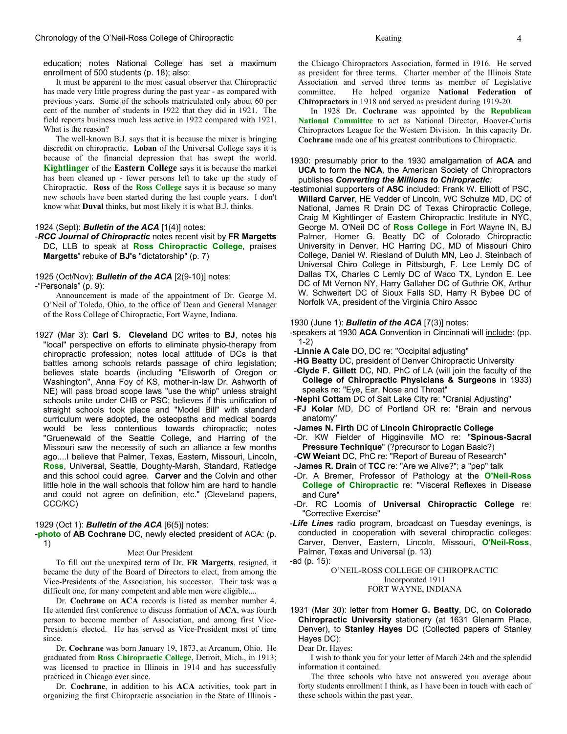education; notes National College has set a maximum enrollment of 500 students (p. 18); also:

> It must be apparent to the most casual observer that Chiropractic has made very little progress during the past year - as compared with previous years. Some of the schools matriculated only about 60 per cent of the number of students in 1922 that they did in 1921. The field reports business much less active in 1922 compared with 1921. What is the reason?
>
> The well-known B.J. says that it is because the mixer is bringing discredit on chiropractic. **Loban** of the Universal College says it is because of the financial depression that has swept the world. **Kightlinger** of the **Eastern College** says it is because the market has been cleaned up - fewer persons left to take up the study of Chiropractic. **Ross** of the **Ross College** says it is because so many new schools have been started during the last couple years. I don't know what **Duval** thinks, but most likely it is what B.J. thinks.

1924 (Sept): ***Bulletin of the ACA*** [1(4)] notes:

-***RCC Journal of Chiropractic*** notes recent visit by **FR Margetts** DC, LLB to speak at **Ross Chiropractic College**, praises **Margetts'** rebuke of **BJ's** "dictatorship" (p. 7)

1925 (Oct/Nov): ***Bulletin of the ACA*** [2(9-10)] notes:

-"Personals" (p. 9):

> Announcement is made of the appointment of Dr. George M. O'Neil of Toledo, Ohio, to the office of Dean and General Manager of the Ross College of Chiropractic, Fort Wayne, Indiana.

1927 (Mar 3): **Carl S. Cleveland** DC writes to **BJ**, notes his "local" perspective on efforts to eliminate physio-therapy from chiropractic profession; notes local attitude of DCs is that battles among schools retards passage of chiro legislation; believes state boards (including "Ellsworth of Oregon or Washington", Anna Foy of KS, mother-in-law Dr. Ashworth of NE) will pass broad scope laws "use the whip" unless straight schools unite under CHB or PSC; believes if this unification of straight schools took place and "Model Bill" with standard curriculum were adopted, the osteopaths and medical boards would be less contentious towards chiropractic; notes "Gruenewald of the Seattle College, and Harring of the Missouri saw the necessity of such an alliance a few months ago....I believe that Palmer, Texas, Eastern, Missouri, Lincoln, **Ross**, Universal, Seattle, Doughty-Marsh, Standard, Ratledge and this school could agree. **Carver** and the Colvin and other little hole in the wall schools that follow him are hard to handle and could not agree on definition, etc." (Cleveland papers, CCC/KC)

1929 (Oct 1): ***Bulletin of the ACA*** [6(5)] notes:

-**photo** of **AB Cochrane** DC, newly elected president of ACA: (p. 1)

> Meet Our President
>
> To fill out the unexpired term of Dr. **FR Margetts**, resigned, it became the duty of the Board of Directors to elect, from among the Vice-Presidents of the Association, his successor. Their task was a difficult one, for many competent and able men were eligible....
>
> Dr. **Cochrane** on **ACA** records is listed as member number 4. He attended first conference to discuss formation of **ACA**, was fourth person to become member of Association, and among first Vice-Presidents elected. He has served as Vice-President most of time since.
>
> Dr. **Cochrane** was born January 19, 1873, at Arcanum, Ohio. He graduated from **Ross Chiropractic College**, Detroit, Mich., in 1913; was licensed to practice in Illinois in 1914 and has successfully practiced in Chicago ever since.
>
> Dr. **Cochrane**, in addition to his **ACA** activities, took part in organizing the first Chiropractic association in the State of Illinois - the Chicago Chiropractors Association, formed in 1916. He served as president for three terms. Charter member of the Illinois State Association and served three terms as member of Legislative committee. He helped organize **National Federation of Chiropractors** in 1918 and served as president during 1919-20.
>
> In 1928 Dr. **Cochrane** was appointed by the **Republican National Committee** to act as National Director, Hoover-Curtis Chiropractors League for the Western Division. In this capacity Dr. **Cochrane** made one of his greatest contributions to Chiropractic.

1930: presumably prior to the 1930 amalgamation of **ACA** and **UCA** to form the **NCA**, the American Society of Chiropractors publishes ***Converting the Millions to Chiropractic:***

-testimonial supporters of **ASC** included: Frank W. Elliott of PSC, **Willard Carver**, HE Vedder of Lincoln, WC Schulze MD, DC of National, James R Drain DC of Texas Chiropractic College, Craig M Kightlinger of Eastern Chiropractic Institute in NYC, George M. O'Neil DC of **Ross College** in Fort Wayne IN, BJ Palmer, Homer G. Beatty DC of Colorado Chiropractic University in Denver, HC Harring DC, MD of Missouri Chiro College, Daniel W. Riesland of Duluth MN, Leo J. Steinbach of Universal Chiro College in Pittsburgh, F. Lee Lemly DC of Dallas TX, Charles C Lemly DC of Waco TX, Lyndon E. Lee DC of Mt Vernon NY, Harry Gallaher DC of Guthrie OK, Arthur W. Schweitert DC of Sioux Falls SD, Harry R Bybee DC of Norfolk VA, president of the Virginia Chiro Assoc

1930 (June 1): ***Bulletin of the ACA*** [7(3)] notes:

-speakers at 1930 **ACA** Convention in Cincinnati will include: (pp. 1-2)

- -**Linnie A Cale** DO, DC re: "Occipital adjusting"
- -**HG Beatty** DC, president of Denver Chiropractic University
- -**Clyde F. Gillett** DC, ND, PhC of LA (will join the faculty of the **College of Chiropractic Physicians & Surgeons** in 1933) speaks re: "Eye, Ear, Nose and Throat"
- -**Nephi Cottam** DC of Salt Lake City re: "Cranial Adjusting"
- -**FJ Kolar** MD, DC of Portland OR re: "Brain and nervous anatomy"
- -**James N. Firth** DC of **Lincoln Chiropractic College**
- -Dr. KW Fielder of Higginsville MO re: "**Spinous-Sacral Pressure Technique**" (?precursor to Logan Basic?)
- -**CW Weiant** DC, PhC re: "Report of Bureau of Research"
- -**James R. Drain** of **TCC** re: "Are we Alive?"; a "pep" talk
- -Dr. A Bremer, Professor of Pathology at the **O'Neil-Ross College of Chiropractic** re: "Visceral Reflexes in Disease and Cure"
- -Dr. RC Loomis of **Universal Chiropractic College** re: "Corrective Exercise"

-***Life Lines*** radio program, broadcast on Tuesday evenings, is conducted in cooperation with several chiropractic colleges: Carver, Denver, Eastern, Lincoln, Missouri, **O'Neil-Ross**, Palmer, Texas and Universal (p. 13)

-ad (p. 15):

> O'NEIL-ROSS COLLEGE OF CHIROPRACTIC
> Incorporated 1911
> FORT WAYNE, INDIANA

1931 (Mar 30): letter from **Homer G. Beatty**, DC, on **Colorado Chiropractic University** stationery (at 1631 Glenarm Place, Denver), to **Stanley Hayes** DC (Collected papers of Stanley Hayes DC):

> Dear Dr. Hayes:
>
> I wish to thank you for your letter of March 24th and the splendid information it contained.
>
> The three schools who have not answered you average about forty students enrollment I think, as I have been in touch with each of these schools within the past year.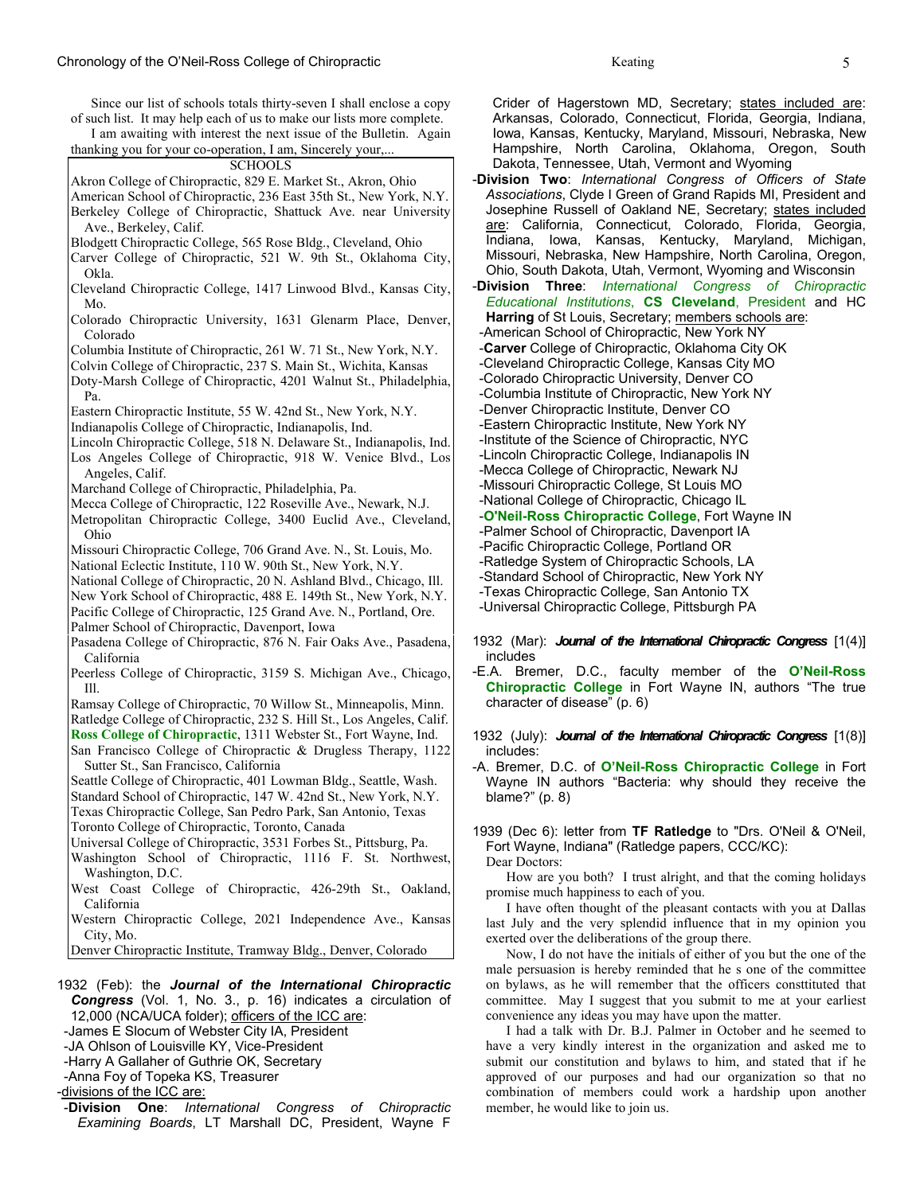Since our list of schools totals thirty-seven I shall enclose a copy of such list. It may help each of us to make our lists more complete.

I am awaiting with interest the next issue of the Bulletin. Again thanking you for your co-operation, I am, Sincerely your,...

SCHOOLS

Akron College of Chiropractic, 829 E. Market St., Akron, Ohio
American School of Chiropractic, 236 East 35th St., New York, N.Y.
Berkeley College of Chiropractic, Shattuck Ave. near University Ave., Berkeley, Calif.
Blodgett Chiropractic College, 565 Rose Bldg., Cleveland, Ohio
Carver College of Chiropractic, 521 W. 9th St., Oklahoma City, Okla.
Cleveland Chiropractic College, 1417 Linwood Blvd., Kansas City, Mo.
Colorado Chiropractic University, 1631 Glenarm Place, Denver, Colorado
Columbia Institute of Chiropractic, 261 W. 71 St., New York, N.Y.
Colvin College of Chiropractic, 237 S. Main St., Wichita, Kansas
Doty-Marsh College of Chiropractic, 4201 Walnut St., Philadelphia, Pa.
Eastern Chiropractic Institute, 55 W. 42nd St., New York, N.Y.
Indianapolis College of Chiropractic, Indianapolis, Ind.
Lincoln Chiropractic College, 518 N. Delaware St., Indianapolis, Ind.
Los Angeles College of Chiropractic, 918 W. Venice Blvd., Los Angeles, Calif.
Marchand College of Chiropractic, Philadelphia, Pa.
Mecca College of Chiropractic, 122 Roseville Ave., Newark, N.J.
Metropolitan Chiropractic College, 3400 Euclid Ave., Cleveland, Ohio
Missouri Chiropractic College, 706 Grand Ave. N., St. Louis, Mo.
National Eclectic Institute, 110 W. 90th St., New York, N.Y.
National College of Chiropractic, 20 N. Ashland Blvd., Chicago, Ill.
New York School of Chiropractic, 488 E. 149th St., New York, N.Y.
Pacific College of Chiropractic, 125 Grand Ave. N., Portland, Ore.
Palmer School of Chiropractic, Davenport, Iowa
Pasadena College of Chiropractic, 876 N. Fair Oaks Ave., Pasadena, California
Peerless College of Chiropractic, 3159 S. Michigan Ave., Chicago, Ill.
Ramsay College of Chiropractic, 70 Willow St., Minneapolis, Minn.
Ratledge College of Chiropractic, 232 S. Hill St., Los Angeles, Calif.
**Ross College of Chiropractic**, 1311 Webster St., Fort Wayne, Ind.
San Francisco College of Chiropractic & Drugless Therapy, 1122 Sutter St., San Francisco, California
Seattle College of Chiropractic, 401 Lowman Bldg., Seattle, Wash.
Standard School of Chiropractic, 147 W. 42nd St., New York, N.Y.
Texas Chiropractic College, San Pedro Park, San Antonio, Texas
Toronto College of Chiropractic, Toronto, Canada
Universal College of Chiropractic, 3531 Forbes St., Pittsburg, Pa.
Washington School of Chiropractic, 1116 F. St. Northwest, Washington, D.C.
West Coast College of Chiropractic, 426-29th St., Oakland, California
Western Chiropractic College, 2021 Independence Ave., Kansas City, Mo.
Denver Chiropractic Institute, Tramway Bldg., Denver, Colorado

1932 (Feb): the ***Journal of the International Chiropractic Congress*** (Vol. 1, No. 3., p. 16) indicates a circulation of 12,000 (NCA/UCA folder); officers of the ICC are:

- James E Slocum of Webster City IA, President
- JA Ohlson of Louisville KY, Vice-President
- Harry A Gallaher of Guthrie OK, Secretary
- Anna Foy of Topeka KS, Treasurer

-divisions of the ICC are:

- **Division One**: *International Congress of Chiropractic Examining Boards*, LT Marshall DC, President, Wayne F Crider of Hagerstown MD, Secretary; states included are: Arkansas, Colorado, Connecticut, Florida, Georgia, Indiana, Iowa, Kansas, Kentucky, Maryland, Missouri, Nebraska, New Hampshire, North Carolina, Oklahoma, Oregon, South Dakota, Tennessee, Utah, Vermont and Wyoming
- **Division Two**: *International Congress of Officers of State Associations*, Clyde I Green of Grand Rapids MI, President and Josephine Russell of Oakland NE, Secretary; states included are: California, Connecticut, Colorado, Florida, Georgia, Indiana, Iowa, Kansas, Kentucky, Maryland, Michigan, Missouri, Nebraska, New Hampshire, North Carolina, Oregon, Ohio, South Dakota, Utah, Vermont, Wyoming and Wisconsin
- **Division Three**: *International Congress of Chiropractic Educational Institutions*, **CS Cleveland**, President and HC **Harring** of St Louis, Secretary; members schools are:
  - American School of Chiropractic, New York NY
  - **Carver** College of Chiropractic, Oklahoma City OK
  - Cleveland Chiropractic College, Kansas City MO
  - Colorado Chiropractic University, Denver CO
  - Columbia Institute of Chiropractic, New York NY
  - Denver Chiropractic Institute, Denver CO
  - Eastern Chiropractic Institute, New York NY
  - Institute of the Science of Chiropractic, NYC
  - Lincoln Chiropractic College, Indianapolis IN
  - Mecca College of Chiropractic, Newark NJ
  - Missouri Chiropractic College, St Louis MO
  - National College of Chiropractic, Chicago IL
  - **O'Neil-Ross Chiropractic College**, Fort Wayne IN
  - Palmer School of Chiropractic, Davenport IA
  - Pacific Chiropractic College, Portland OR
  - Ratledge System of Chiropractic Schools, LA
  - Standard School of Chiropractic, New York NY
  - Texas Chiropractic College, San Antonio TX
  - Universal Chiropractic College, Pittsburgh PA

1932 (Mar): ***Journal of the International Chiropractic Congress*** [1(4)] includes

- E.A. Bremer, D.C., faculty member of the **O'Neil-Ross Chiropractic College** in Fort Wayne IN, authors "The true character of disease" (p. 6)

1932 (July): ***Journal of the International Chiropractic Congress*** [1(8)] includes:

- A. Bremer, D.C. of **O'Neil-Ross Chiropractic College** in Fort Wayne IN authors "Bacteria: why should they receive the blame?" (p. 8)

1939 (Dec 6): letter from **TF Ratledge** to "Drs. O'Neil & O'Neil, Fort Wayne, Indiana" (Ratledge papers, CCC/KC):

Dear Doctors:

How are you both? I trust alright, and that the coming holidays promise much happiness to each of you.

I have often thought of the pleasant contacts with you at Dallas last July and the very splendid influence that in my opinion you exerted over the deliberations of the group there.

Now, I do not have the initials of either of you but the one of the male persuasion is hereby reminded that he s one of the committee on bylaws, as he will remember that the officers consttituted that committee. May I suggest that you submit to me at your earliest convenience any ideas you may have upon the matter.

I had a talk with Dr. B.J. Palmer in October and he seemed to have a very kindly interest in the organization and asked me to submit our constitution and bylaws to him, and stated that if he approved of our purposes and had our organization so that no combination of members could work a hardship upon another member, he would like to join us.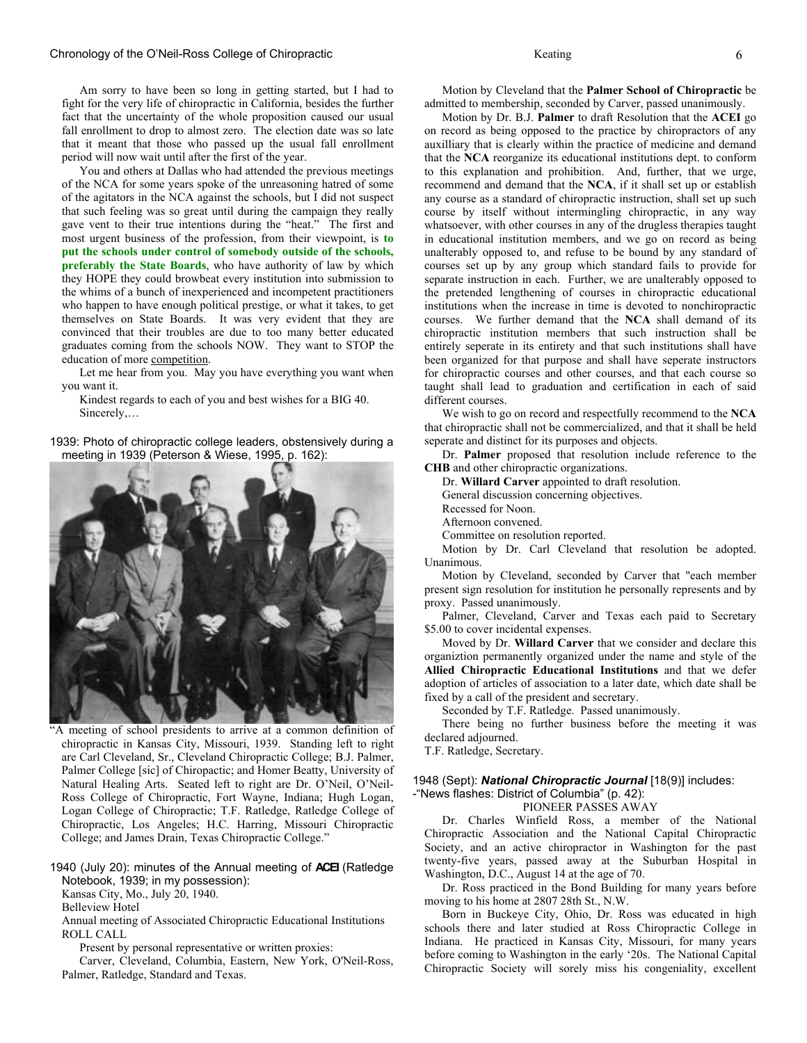Am sorry to have been so long in getting started, but I had to fight for the very life of chiropractic in California, besides the further fact that the uncertainty of the whole proposition caused our usual fall enrollment to drop to almost zero. The election date was so late that it meant that those who passed up the usual fall enrollment period will now wait until after the first of the year.

You and others at Dallas who had attended the previous meetings of the NCA for some years spoke of the unreasoning hatred of some of the agitators in the NCA against the schools, but I did not suspect that such feeling was so great until during the campaign they really gave vent to their true intentions during the "heat." The first and most urgent business of the profession, from their viewpoint, is **to put the schools under control of somebody outside of the schools, preferably the State Boards**, who have authority of law by which they HOPE they could browbeat every institution into submission to the whims of a bunch of inexperienced and incompetent practitioners who happen to have enough political prestige, or what it takes, to get themselves on State Boards. It was very evident that they are convinced that their troubles are due to too many better educated graduates coming from the schools NOW. They want to STOP the education of more competition.

Let me hear from you. May you have everything you want when you want it.

Kindest regards to each of you and best wishes for a BIG 40.
Sincerely,…

1939: Photo of chiropractic college leaders, obstensively during a meeting in 1939 (Peterson & Wiese, 1995, p. 162):

"A meeting of school presidents to arrive at a common definition of chiropractic in Kansas City, Missouri, 1939. Standing left to right are Carl Cleveland, Sr., Cleveland Chiropractic College; B.J. Palmer, Palmer College [sic] of Chiropactic; and Homer Beatty, University of Natural Healing Arts. Seated left to right are Dr. O'Neil, O'Neil-Ross College of Chiropractic, Fort Wayne, Indiana; Hugh Logan, Logan College of Chiropractic; T.F. Ratledge, Ratledge College of Chiropractic, Los Angeles; H.C. Harring, Missouri Chiropractic College; and James Drain, Texas Chiropractic College."

1940 (July 20): minutes of the Annual meeting of **ACEI** (Ratledge Notebook, 1939; in my possession):

Kansas City, Mo., July 20, 1940.
Belleview Hotel
Annual meeting of Associated Chiropractic Educational Institutions
ROLL CALL

Present by personal representative or written proxies:

Carver, Cleveland, Columbia, Eastern, New York, O'Neil-Ross, Palmer, Ratledge, Standard and Texas.

Motion by Cleveland that the **Palmer School of Chiropractic** be admitted to membership, seconded by Carver, passed unanimously.

Motion by Dr. B.J. **Palmer** to draft Resolution that the **ACEI** go on record as being opposed to the practice by chiropractors of any auxilliary that is clearly within the practice of medicine and demand that the **NCA** reorganize its educational institutions dept. to conform to this explanation and prohibition. And, further, that we urge, recommend and demand that the **NCA**, if it shall set up or establish any course as a standard of chiropractic instruction, shall set up such course by itself without intermingling chiropractic, in any way whatsoever, with other courses in any of the drugless therapies taught in educational institution members, and we go on record as being unalterably opposed to, and refuse to be bound by any standard of courses set up by any group which standard fails to provide for separate instruction in each. Further, we are unalterably opposed to the pretended lengthening of courses in chiropractic educational institutions when the increase in time is devoted to nonchiropractic courses. We further demand that the **NCA** shall demand of its chiropractic institution members that such instruction shall be entirely seperate in its entirety and that such institutions shall have been organized for that purpose and shall have seperate instructors for chiropractic courses and other courses, and that each course so taught shall lead to graduation and certification in each of said different courses.

We wish to go on record and respectfully recommend to the **NCA** that chiropractic shall not be commercialized, and that it shall be held seperate and distinct for its purposes and objects.

Dr. **Palmer** proposed that resolution include reference to the **CHB** and other chiropractic organizations.

Dr. **Willard Carver** appointed to draft resolution.

General discussion concerning objectives.

Recessed for Noon.

Afternoon convened.

Committee on resolution reported.

Motion by Dr. Carl Cleveland that resolution be adopted. Unanimous.

Motion by Cleveland, seconded by Carver that "each member present sign resolution for institution he personally represents and by proxy. Passed unanimously.

Palmer, Cleveland, Carver and Texas each paid to Secretary $5.00 to cover incidental expenses.

Moved by Dr. **Willard Carver** that we consider and declare this organiztion permanently organized under the name and style of the **Allied Chiropractic Educational Institutions** and that we defer adoption of articles of association to a later date, which date shall be fixed by a call of the president and secretary.

Seconded by T.F. Ratledge. Passed unanimously.

There being no further business before the meeting it was declared adjourned.

T.F. Ratledge, Secretary.

1948 (Sept): ***National Chiropractic Journal*** [18(9)] includes:
-"News flashes: District of Columbia" (p. 42):

PIONEER PASSES AWAY

Dr. Charles Winfield Ross, a member of the National Chiropractic Association and the National Capital Chiropractic Society, and an active chiropractor in Washington for the past twenty-five years, passed away at the Suburban Hospital in Washington, D.C., August 14 at the age of 70.

Dr. Ross practiced in the Bond Building for many years before moving to his home at 2807 28th St., N.W.

Born in Buckeye City, Ohio, Dr. Ross was educated in high schools there and later studied at Ross Chiropractic College in Indiana. He practiced in Kansas City, Missouri, for many years before coming to Washington in the early '20s. The National Capital Chiropractic Society will sorely miss his congeniality, excellent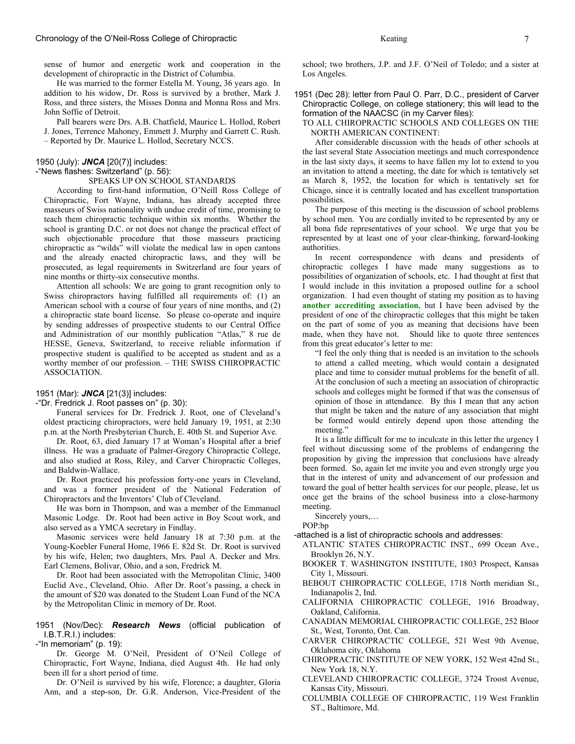sense of humor and energetic work and cooperation in the development of chiropractic in the District of Columbia.

He was married to the former Estella M. Young, 36 years ago. In addition to his widow, Dr. Ross is survived by a brother, Mark J. Ross, and three sisters, the Misses Donna and Monna Ross and Mrs. John Soffie of Detroit.

Pall bearers were Drs. A.B. Chatfield, Maurice L. Hollod, Robert J. Jones, Terrence Mahoney, Emmett J. Murphy and Garrett C. Rush. – Reported by Dr. Maurice L. Hollod, Secretary NCCS.

1950 (July): ***JNCA*** [20(7)] includes:

-"News flashes: Switzerland" (p. 56):

SPEAKS UP ON SCHOOL STANDARDS

According to first-hand information, O'Neill Ross College of Chiropractic, Fort Wayne, Indiana, has already accepted three masseurs of Swiss nationality with undue credit of time, promising to teach them chiropractic technique within six months. Whether the school is granting D.C. or not does not change the practical effect of such objectionable procedure that those masseurs practicing chiropractic as "wilds" will violate the medical law in open cantons and the already enacted chiropractic laws, and they will be prosecuted, as legal requirements in Switzerland are four years of nine months or thirty-six consecutive months.

Attention all schools: We are going to grant recognition only to Swiss chiropractors having fulfilled all requirements of: (1) an American school with a course of four years of nine months, and (2) a chiropractic state board license. So please co-operate and inquire by sending addresses of prospective students to our Central Office and Administration of our monthly publication "Atlas," 8 rue de HESSE, Geneva, Switzerland, to receive reliable information if prospective student is qualified to be accepted as student and as a worthy member of our profession. – THE SWISS CHIROPRACTIC ASSOCIATION.

1951 (Mar): ***JNCA*** [21(3)] includes:

-"Dr. Fredrick J. Root passes on" (p. 30):

Funeral services for Dr. Fredrick J. Root, one of Cleveland's oldest practicing chiropractors, were held January 19, 1951, at 2:30 p.m. at the North Presbyterian Church, E. 40th St. and Superior Ave.

Dr. Root, 63, died January 17 at Woman's Hospital after a brief illness. He was a graduate of Palmer-Gregory Chiropractic College, and also studied at Ross, Riley, and Carver Chiropractic Colleges, and Baldwin-Wallace.

Dr. Root practiced his profession forty-one years in Cleveland, and was a former president of the National Federation of Chiropractors and the Inventors' Club of Cleveland.

He was born in Thompson, and was a member of the Emmanuel Masonic Lodge. Dr. Root had been active in Boy Scout work, and also served as a YMCA secretary in Findlay.

Masonic services were held January 18 at 7:30 p.m. at the Young-Koebler Funeral Home, 1966 E. 82d St. Dr. Root is survived by his wife, Helen; two daughters, Mrs. Paul A. Decker and Mrs. Earl Clemens, Bolivar, Ohio, and a son, Fredrick M.

Dr. Root had been associated with the Metropolitan Clinic, 3400 Euclid Ave., Cleveland, Ohio. After Dr. Root's passing, a check in the amount of $20 was donated to the Student Loan Fund of the NCA by the Metropolitan Clinic in memory of Dr. Root.

1951 (Nov/Dec): ***Research News*** (official publication of I.B.T.R.I.) includes:

-"In memoriam" (p. 19):

Dr. George M. O'Neil, President of O'Neil College of Chiropractic, Fort Wayne, Indiana, died August 4th. He had only been ill for a short period of time.

Dr. O'Neil is survived by his wife, Florence; a daughter, Gloria Ann, and a step-son, Dr. G.R. Anderson, Vice-President of the school; two brothers, J.P. and J.F. O'Neil of Toledo; and a sister at Los Angeles.

1951 (Dec 28): letter from Paul O. Parr, D.C., president of Carver Chiropractic College, on college stationery; this will lead to the formation of the NAACSC (in my Carver files):

TO ALL CHIROPRACTIC SCHOOLS AND COLLEGES ON THE NORTH AMERICAN CONTINENT:

After considerable discussion with the heads of other schools at the last several State Association meetings and much correspondence in the last sixty days, it seems to have fallen my lot to extend to you an invitation to attend a meeting, the date for which is tentatively set as March 8, 1952, the location for which is tentatively set for Chicago, since it is centrally located and has excellent transportation possibilities.

The purpose of this meeting is the discussion of school problems by school men. You are cordially invited to be represented by any or all bona fide representatives of your school. We urge that you be represented by at least one of your clear-thinking, forward-looking authorities.

In recent correspondence with deans and presidents of chiropractic colleges I have made many suggestions as to possibilities of organization of schools, etc. I had thought at first that I would include in this invitation a proposed outline for a school organization. I had even thought of stating my position as to having **another accrediting association**, but I have been advised by the president of one of the chiropractic colleges that this might be taken on the part of some of you as meaning that decisions have been made, when they have not. Should like to quote three sentences from this great educator's letter to me:

> "I feel the only thing that is needed is an invitation to the schools to attend a called meeting, which would contain a designated place and time to consider mutual problems for the benefit of all. At the conclusion of such a meeting an association of chiropractic schools and colleges might be formed if that was the consensus of opinion of those in attendance. By this I mean that any action that might be taken and the nature of any association that might be formed would entirely depend upon those attending the meeting."

It is a little difficult for me to inculcate in this letter the urgency I feel without discussing some of the problems of endangering the proposition by giving the impression that conclusions have already been formed. So, again let me invite you and even strongly urge you that in the interest of unity and advancement of our profession and toward the goal of better health services for our people, please, let us once get the brains of the school business into a close-harmony meeting.

Sincerely yours,…

POP:bp

-attached is a list of chiropractic schools and addresses:

- ATLANTIC STATES CHIROPRACTIC INST., 699 Ocean Ave., Brooklyn 26, N.Y.
- BOOKER T. WASHINGTON INSTITUTE, 1803 Prospect, Kansas City 1, Missouri.
- BEBOUT CHIROPRACTIC COLLEGE, 1718 North meridian St., Indianapolis 2, Ind.
- CALIFORNIA CHIROPRACTIC COLLEGE, 1916 Broadway, Oakland, California.
- CANADIAN MEMORIAL CHIROPRACTIC COLLEGE, 252 Bloor St., West, Toronto, Ont. Can.
- CARVER CHIROPRACTIC COLLEGE, 521 West 9th Avenue, Oklahoma city, Oklahoma
- CHIROPRACTIC INSTITUTE OF NEW YORK, 152 West 42nd St., New York 18, N.Y.
- CLEVELAND CHIROPRACTIC COLLEGE, 3724 Troost Avenue, Kansas City, Missouri.
- COLUMBIA COLLEGE OF CHIROPRACTIC, 119 West Franklin ST., Baltimore, Md.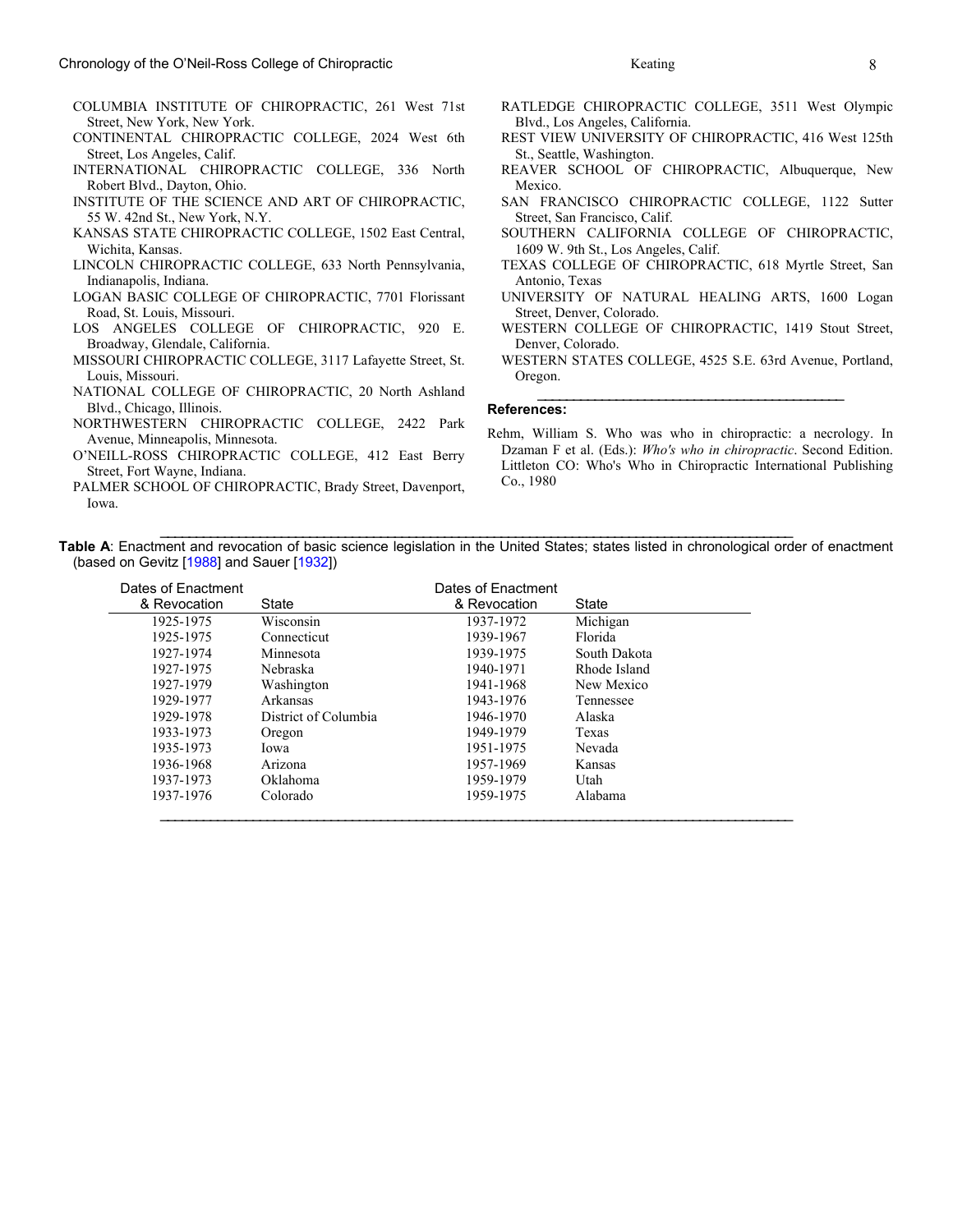COLUMBIA INSTITUTE OF CHIROPRACTIC, 261 West 71st Street, New York, New York.

CONTINENTAL CHIROPRACTIC COLLEGE, 2024 West 6th Street, Los Angeles, Calif.

INTERNATIONAL CHIROPRACTIC COLLEGE, 336 North Robert Blvd., Dayton, Ohio.

INSTITUTE OF THE SCIENCE AND ART OF CHIROPRACTIC, 55 W. 42nd St., New York, N.Y.

KANSAS STATE CHIROPRACTIC COLLEGE, 1502 East Central, Wichita, Kansas.

LINCOLN CHIROPRACTIC COLLEGE, 633 North Pennsylvania, Indianapolis, Indiana.

LOGAN BASIC COLLEGE OF CHIROPRACTIC, 7701 Florissant Road, St. Louis, Missouri.

LOS ANGELES COLLEGE OF CHIROPRACTIC, 920 E. Broadway, Glendale, California.

MISSOURI CHIROPRACTIC COLLEGE, 3117 Lafayette Street, St. Louis, Missouri.

NATIONAL COLLEGE OF CHIROPRACTIC, 20 North Ashland Blvd., Chicago, Illinois.

NORTHWESTERN CHIROPRACTIC COLLEGE, 2422 Park Avenue, Minneapolis, Minnesota.

O'NEILL-ROSS CHIROPRACTIC COLLEGE, 412 East Berry Street, Fort Wayne, Indiana.

PALMER SCHOOL OF CHIROPRACTIC, Brady Street, Davenport, Iowa.

RATLEDGE CHIROPRACTIC COLLEGE, 3511 West Olympic Blvd., Los Angeles, California.

REST VIEW UNIVERSITY OF CHIROPRACTIC, 416 West 125th St., Seattle, Washington.

REAVER SCHOOL OF CHIROPRACTIC, Albuquerque, New Mexico.

SAN FRANCISCO CHIROPRACTIC COLLEGE, 1122 Sutter Street, San Francisco, Calif.

SOUTHERN CALIFORNIA COLLEGE OF CHIROPRACTIC, 1609 W. 9th St., Los Angeles, Calif.

TEXAS COLLEGE OF CHIROPRACTIC, 618 Myrtle Street, San Antonio, Texas

UNIVERSITY OF NATURAL HEALING ARTS, 1600 Logan Street, Denver, Colorado.

WESTERN COLLEGE OF CHIROPRACTIC, 1419 Stout Street, Denver, Colorado.

WESTERN STATES COLLEGE, 4525 S.E. 63rd Avenue, Portland, Oregon.

## References:

Rehm, William S. Who was who in chiropractic: a necrology. In Dzaman F et al. (Eds.): *Who's who in chiropractic*. Second Edition. Littleton CO: Who's Who in Chiropractic International Publishing Co., 1980

**Table A**: Enactment and revocation of basic science legislation in the United States; states listed in chronological order of enactment (based on Gevitz [1988] and Sauer [1932])

| Dates of Enactment & Revocation | State | Dates of Enactment & Revocation | State |
|---|---|---|---|
| 1925-1975 | Wisconsin | 1937-1972 | Michigan |
| 1925-1975 | Connecticut | 1939-1967 | Florida |
| 1927-1974 | Minnesota | 1939-1975 | South Dakota |
| 1927-1975 | Nebraska | 1940-1971 | Rhode Island |
| 1927-1979 | Washington | 1941-1968 | New Mexico |
| 1929-1977 | Arkansas | 1943-1976 | Tennessee |
| 1929-1978 | District of Columbia | 1946-1970 | Alaska |
| 1933-1973 | Oregon | 1949-1979 | Texas |
| 1935-1973 | Iowa | 1951-1975 | Nevada |
| 1936-1968 | Arizona | 1957-1969 | Kansas |
| 1937-1973 | Oklahoma | 1959-1979 | Utah |
| 1937-1976 | Colorado | 1959-1975 | Alabama |